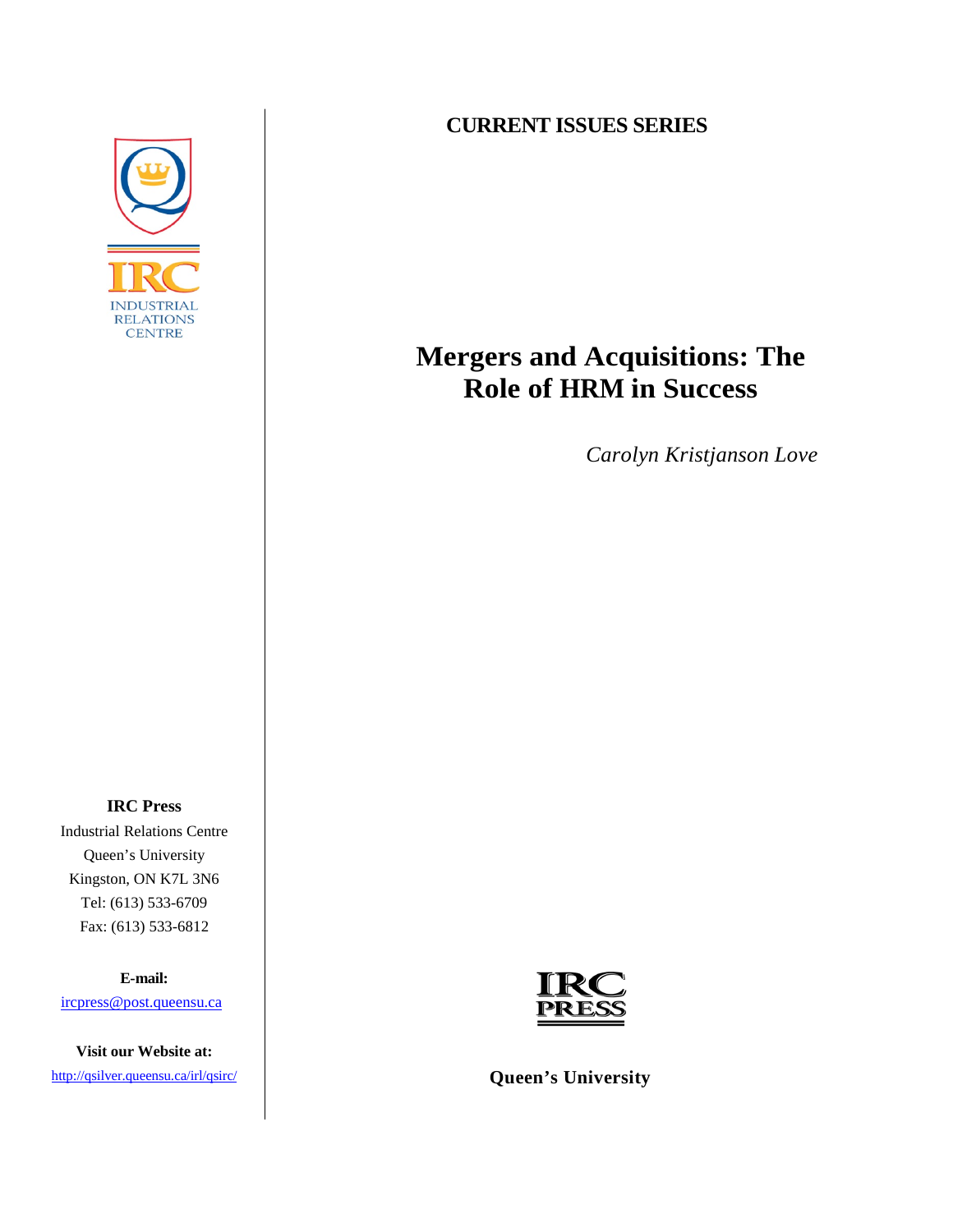IRC
INDUSTRIAL
RELATIONS
CENTRE

**CURRENT ISSUES SERIES**

# Mergers and Acquisitions: The Role of HRM in Success

*Carolyn Kristjanson Love*

**IRC Press**
Industrial Relations Centre
Queen's University
Kingston, ON K7L 3N6
Tel: (613) 533-6709
Fax: (613) 533-6812

**E-mail:**
ircpress@post.queensu.ca

**Visit our Website at:**
http://qsilver.queensu.ca/irl/qsirc/

IRC PRESS

**Queen's University**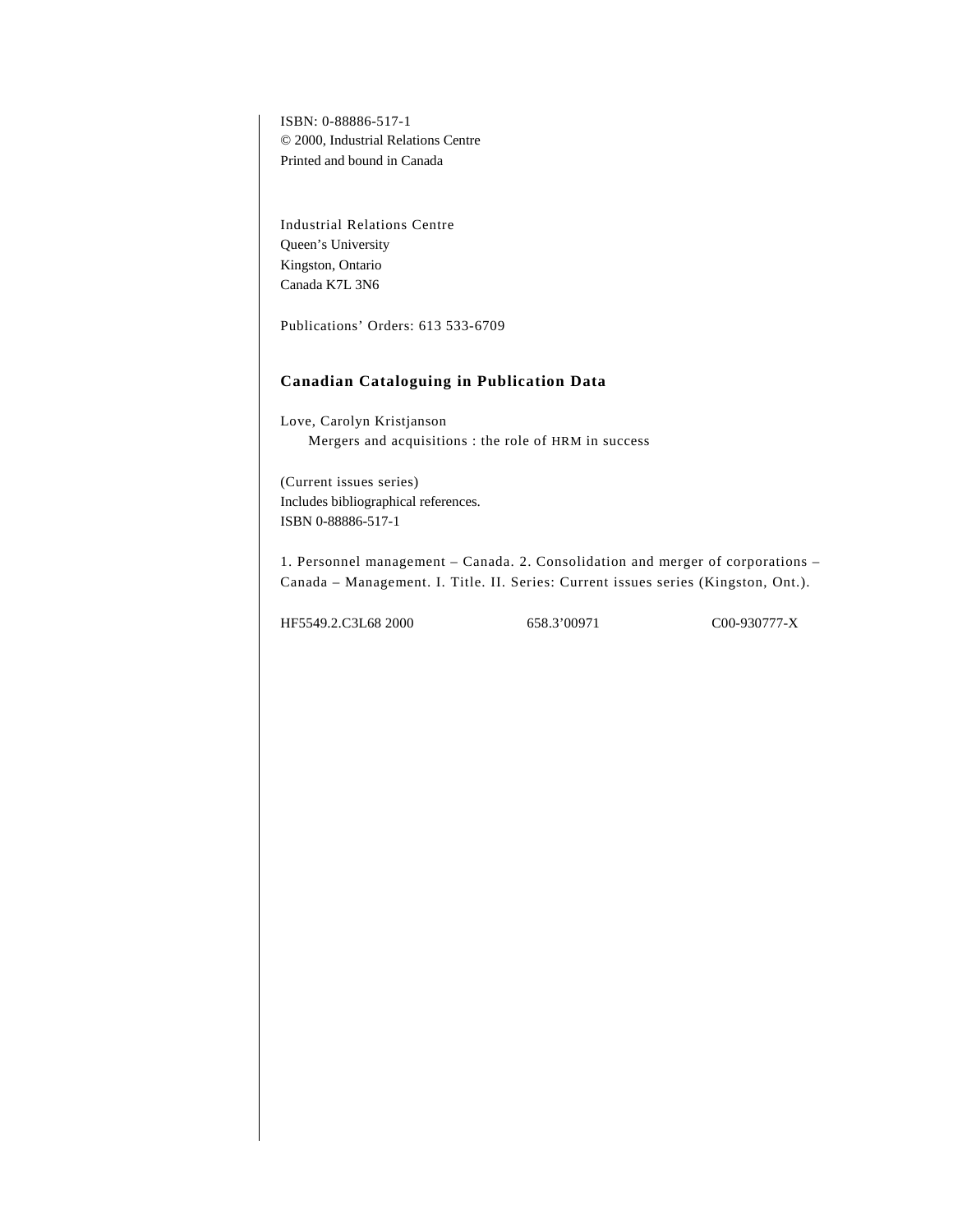ISBN: 0-88886-517-1
© 2000, Industrial Relations Centre
Printed and bound in Canada

Industrial Relations Centre
Queen's University
Kingston, Ontario
Canada K7L 3N6

Publications' Orders: 613 533-6709

**Canadian Cataloguing in Publication Data**

Love, Carolyn Kristjanson
Mergers and acquisitions : the role of HRM in success

(Current issues series)
Includes bibliographical references.
ISBN 0-88886-517-1

1. Personnel management – Canada. 2. Consolidation and merger of corporations – Canada – Management. I. Title. II. Series: Current issues series (Kingston, Ont.).

HF5549.2.C3L68 2000 658.3'00971 C00-930777-X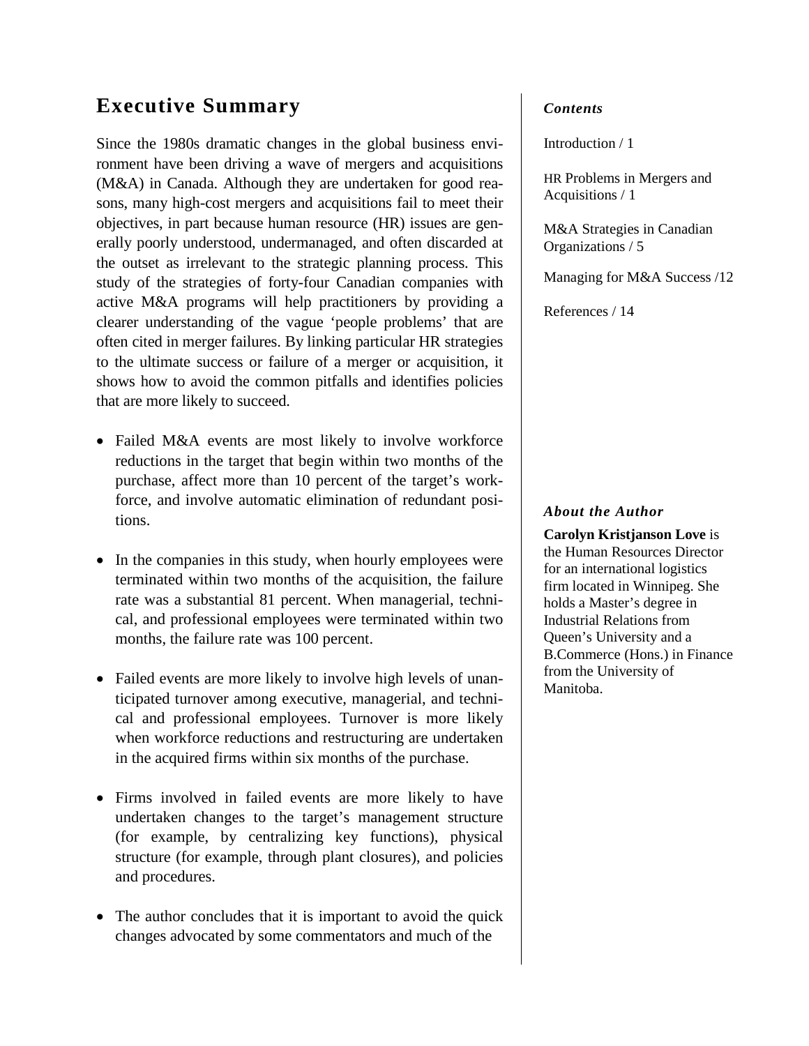# Executive Summary

Since the 1980s dramatic changes in the global business environment have been driving a wave of mergers and acquisitions (M&A) in Canada. Although they are undertaken for good reasons, many high-cost mergers and acquisitions fail to meet their objectives, in part because human resource (HR) issues are generally poorly understood, undermanaged, and often discarded at the outset as irrelevant to the strategic planning process. This study of the strategies of forty-four Canadian companies with active M&A programs will help practitioners by providing a clearer understanding of the vague 'people problems' that are often cited in merger failures. By linking particular HR strategies to the ultimate success or failure of a merger or acquisition, it shows how to avoid the common pitfalls and identifies policies that are more likely to succeed.

- Failed M&A events are most likely to involve workforce reductions in the target that begin within two months of the purchase, affect more than 10 percent of the target's workforce, and involve automatic elimination of redundant positions.

- In the companies in this study, when hourly employees were terminated within two months of the acquisition, the failure rate was a substantial 81 percent. When managerial, technical, and professional employees were terminated within two months, the failure rate was 100 percent.

- Failed events are more likely to involve high levels of unanticipated turnover among executive, managerial, and technical and professional employees. Turnover is more likely when workforce reductions and restructuring are undertaken in the acquired firms within six months of the purchase.

- Firms involved in failed events are more likely to have undertaken changes to the target's management structure (for example, by centralizing key functions), physical structure (for example, through plant closures), and policies and procedures.

- The author concludes that it is important to avoid the quick changes advocated by some commentators and much of the

***Contents***

Introduction / 1

HR Problems in Mergers and Acquisitions / 1

M&A Strategies in Canadian Organizations / 5

Managing for M&A Success /12

References / 14

***About the Author***

**Carolyn Kristjanson Love** is the Human Resources Director for an international logistics firm located in Winnipeg. She holds a Master's degree in Industrial Relations from Queen's University and a B.Commerce (Hons.) in Finance from the University of Manitoba.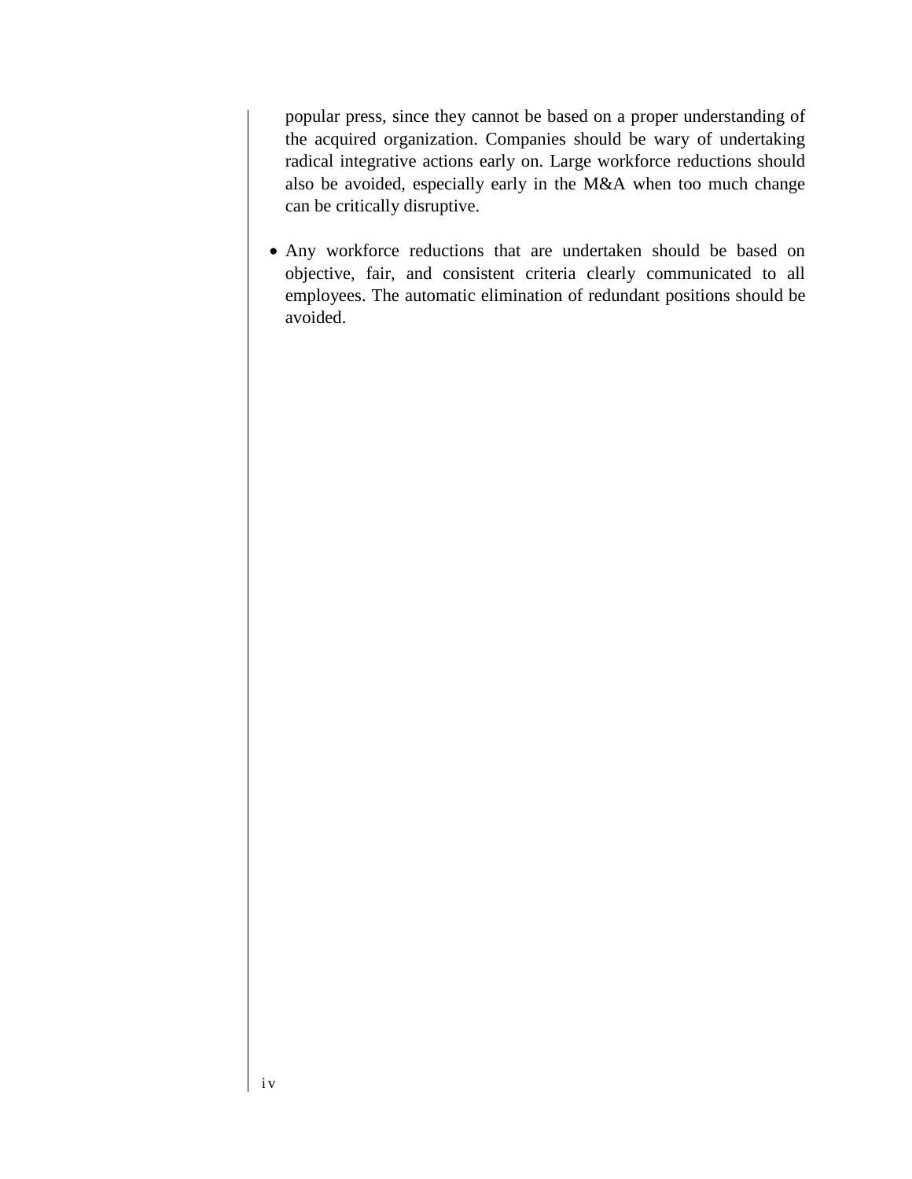popular press, since they cannot be based on a proper understanding of the acquired organization. Companies should be wary of undertaking radical integrative actions early on. Large workforce reductions should also be avoided, especially early in the M&A when too much change can be critically disruptive.

- Any workforce reductions that are undertaken should be based on objective, fair, and consistent criteria clearly communicated to all employees. The automatic elimination of redundant positions should be avoided.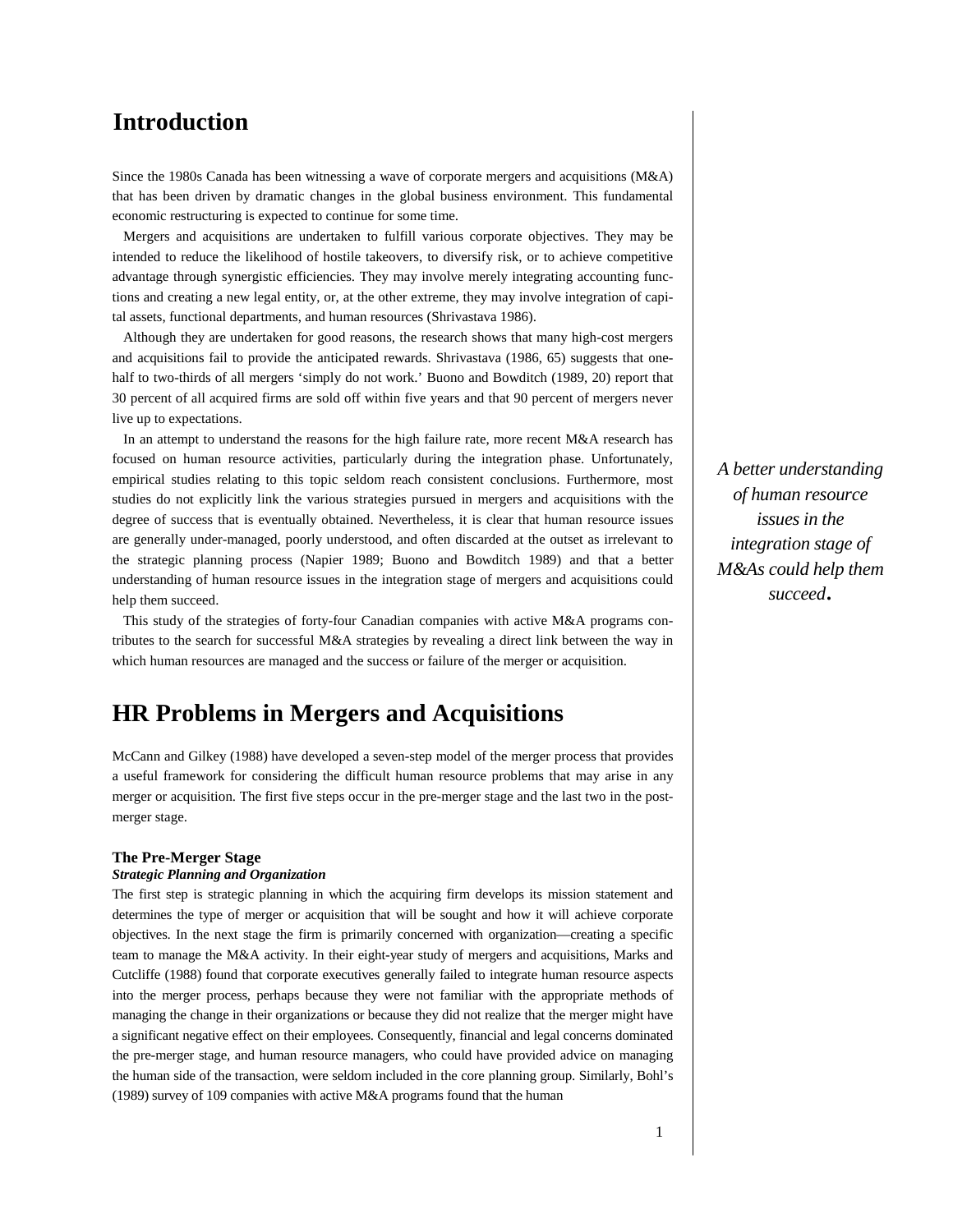# Introduction

Since the 1980s Canada has been witnessing a wave of corporate mergers and acquisitions (M&A) that has been driven by dramatic changes in the global business environment. This fundamental economic restructuring is expected to continue for some time.

Mergers and acquisitions are undertaken to fulfill various corporate objectives. They may be intended to reduce the likelihood of hostile takeovers, to diversify risk, or to achieve competitive advantage through synergistic efficiencies. They may involve merely integrating accounting functions and creating a new legal entity, or, at the other extreme, they may involve integration of capital assets, functional departments, and human resources (Shrivastava 1986).

Although they are undertaken for good reasons, the research shows that many high-cost mergers and acquisitions fail to provide the anticipated rewards. Shrivastava (1986, 65) suggests that one-half to two-thirds of all mergers 'simply do not work.' Buono and Bowditch (1989, 20) report that 30 percent of all acquired firms are sold off within five years and that 90 percent of mergers never live up to expectations.

In an attempt to understand the reasons for the high failure rate, more recent M&A research has focused on human resource activities, particularly during the integration phase. Unfortunately, empirical studies relating to this topic seldom reach consistent conclusions. Furthermore, most studies do not explicitly link the various strategies pursued in mergers and acquisitions with the degree of success that is eventually obtained. Nevertheless, it is clear that human resource issues are generally under-managed, poorly understood, and often discarded at the outset as irrelevant to the strategic planning process (Napier 1989; Buono and Bowditch 1989) and that a better understanding of human resource issues in the integration stage of mergers and acquisitions could help them succeed.

*A better understanding of human resource issues in the integration stage of M&As could help them succeed.*

This study of the strategies of forty-four Canadian companies with active M&A programs contributes to the search for successful M&A strategies by revealing a direct link between the way in which human resources are managed and the success or failure of the merger or acquisition.

# HR Problems in Mergers and Acquisitions

McCann and Gilkey (1988) have developed a seven-step model of the merger process that provides a useful framework for considering the difficult human resource problems that may arise in any merger or acquisition. The first five steps occur in the pre-merger stage and the last two in the post-merger stage.

### The Pre-Merger Stage

***Strategic Planning and Organization***

The first step is strategic planning in which the acquiring firm develops its mission statement and determines the type of merger or acquisition that will be sought and how it will achieve corporate objectives. In the next stage the firm is primarily concerned with organization—creating a specific team to manage the M&A activity. In their eight-year study of mergers and acquisitions, Marks and Cutcliffe (1988) found that corporate executives generally failed to integrate human resource aspects into the merger process, perhaps because they were not familiar with the appropriate methods of managing the change in their organizations or because they did not realize that the merger might have a significant negative effect on their employees. Consequently, financial and legal concerns dominated the pre-merger stage, and human resource managers, who could have provided advice on managing the human side of the transaction, were seldom included in the core planning group. Similarly, Bohl's (1989) survey of 109 companies with active M&A programs found that the human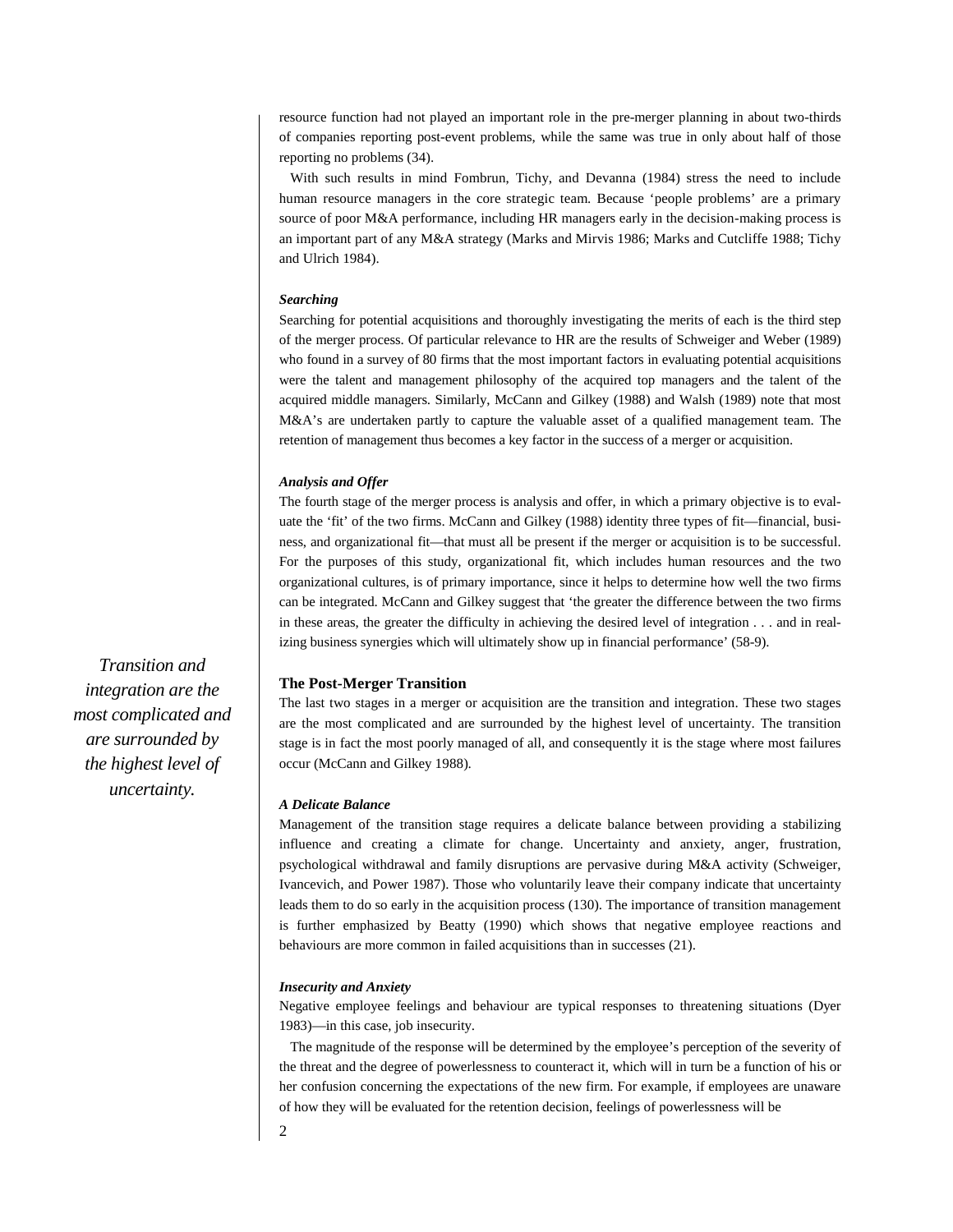resource function had not played an important role in the pre-merger planning in about two-thirds of companies reporting post-event problems, while the same was true in only about half of those reporting no problems (34).

With such results in mind Fombrun, Tichy, and Devanna (1984) stress the need to include human resource managers in the core strategic team. Because 'people problems' are a primary source of poor M&A performance, including HR managers early in the decision-making process is an important part of any M&A strategy (Marks and Mirvis 1986; Marks and Cutcliffe 1988; Tichy and Ulrich 1984).

#### Searching

Searching for potential acquisitions and thoroughly investigating the merits of each is the third step of the merger process. Of particular relevance to HR are the results of Schweiger and Weber (1989) who found in a survey of 80 firms that the most important factors in evaluating potential acquisitions were the talent and management philosophy of the acquired top managers and the talent of the acquired middle managers. Similarly, McCann and Gilkey (1988) and Walsh (1989) note that most M&A's are undertaken partly to capture the valuable asset of a qualified management team. The retention of management thus becomes a key factor in the success of a merger or acquisition.

#### Analysis and Offer

The fourth stage of the merger process is analysis and offer, in which a primary objective is to evaluate the 'fit' of the two firms. McCann and Gilkey (1988) identity three types of fit—financial, business, and organizational fit—that must all be present if the merger or acquisition is to be successful. For the purposes of this study, organizational fit, which includes human resources and the two organizational cultures, is of primary importance, since it helps to determine how well the two firms can be integrated. McCann and Gilkey suggest that 'the greater the difference between the two firms in these areas, the greater the difficulty in achieving the desired level of integration . . . and in realizing business synergies which will ultimately show up in financial performance' (58-9).

### The Post-Merger Transition

*Transition and integration are the most complicated and are surrounded by the highest level of uncertainty.*

The last two stages in a merger or acquisition are the transition and integration. These two stages are the most complicated and are surrounded by the highest level of uncertainty. The transition stage is in fact the most poorly managed of all, and consequently it is the stage where most failures occur (McCann and Gilkey 1988).

#### A Delicate Balance

Management of the transition stage requires a delicate balance between providing a stabilizing influence and creating a climate for change. Uncertainty and anxiety, anger, frustration, psychological withdrawal and family disruptions are pervasive during M&A activity (Schweiger, Ivancevich, and Power 1987). Those who voluntarily leave their company indicate that uncertainty leads them to do so early in the acquisition process (130). The importance of transition management is further emphasized by Beatty (1990) which shows that negative employee reactions and behaviours are more common in failed acquisitions than in successes (21).

#### Insecurity and Anxiety

Negative employee feelings and behaviour are typical responses to threatening situations (Dyer 1983)—in this case, job insecurity.

The magnitude of the response will be determined by the employee's perception of the severity of the threat and the degree of powerlessness to counteract it, which will in turn be a function of his or her confusion concerning the expectations of the new firm. For example, if employees are unaware of how they will be evaluated for the retention decision, feelings of powerlessness will be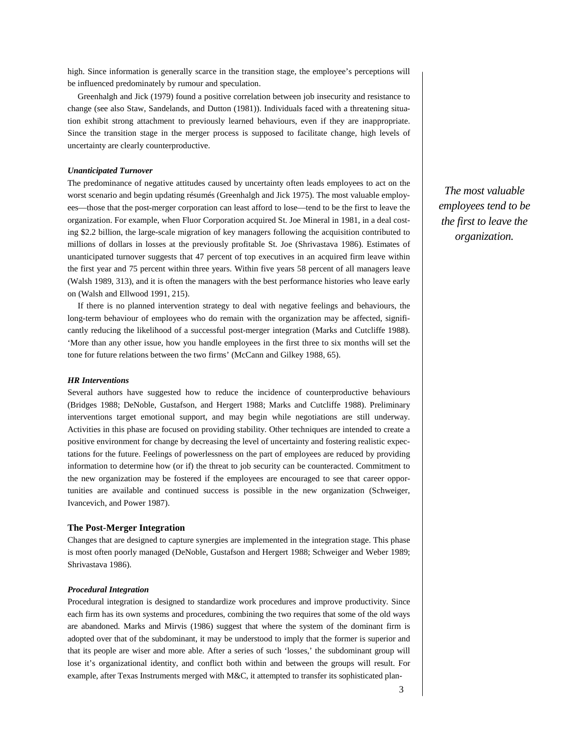high. Since information is generally scarce in the transition stage, the employee's perceptions will be influenced predominately by rumour and speculation.

Greenhalgh and Jick (1979) found a positive correlation between job insecurity and resistance to change (see also Staw, Sandelands, and Dutton (1981)). Individuals faced with a threatening situation exhibit strong attachment to previously learned behaviours, even if they are inappropriate. Since the transition stage in the merger process is supposed to facilitate change, high levels of uncertainty are clearly counterproductive.

#### *Unanticipated Turnover*

The predominance of negative attitudes caused by uncertainty often leads employees to act on the worst scenario and begin updating résumés (Greenhalgh and Jick 1975). The most valuable employees—those that the post-merger corporation can least afford to lose—tend to be the first to leave the organization. For example, when Fluor Corporation acquired St. Joe Mineral in 1981, in a deal costing $2.2 billion, the large-scale migration of key managers following the acquisition contributed to millions of dollars in losses at the previously profitable St. Joe (Shrivastava 1986). Estimates of unanticipated turnover suggests that 47 percent of top executives in an acquired firm leave within the first year and 75 percent within three years. Within five years 58 percent of all managers leave (Walsh 1989, 313), and it is often the managers with the best performance histories who leave early on (Walsh and Ellwood 1991, 215).

*The most valuable employees tend to be the first to leave the organization.*

If there is no planned intervention strategy to deal with negative feelings and behaviours, the long-term behaviour of employees who do remain with the organization may be affected, significantly reducing the likelihood of a successful post-merger integration (Marks and Cutcliffe 1988). 'More than any other issue, how you handle employees in the first three to six months will set the tone for future relations between the two firms' (McCann and Gilkey 1988, 65).

#### *HR Interventions*

Several authors have suggested how to reduce the incidence of counterproductive behaviours (Bridges 1988; DeNoble, Gustafson, and Hergert 1988; Marks and Cutcliffe 1988). Preliminary interventions target emotional support, and may begin while negotiations are still underway. Activities in this phase are focused on providing stability. Other techniques are intended to create a positive environment for change by decreasing the level of uncertainty and fostering realistic expectations for the future. Feelings of powerlessness on the part of employees are reduced by providing information to determine how (or if) the threat to job security can be counteracted. Commitment to the new organization may be fostered if the employees are encouraged to see that career opportunities are available and continued success is possible in the new organization (Schweiger, Ivancevich, and Power 1987).

### The Post-Merger Integration

Changes that are designed to capture synergies are implemented in the integration stage. This phase is most often poorly managed (DeNoble, Gustafson and Hergert 1988; Schweiger and Weber 1989; Shrivastava 1986).

#### *Procedural Integration*

Procedural integration is designed to standardize work procedures and improve productivity. Since each firm has its own systems and procedures, combining the two requires that some of the old ways are abandoned. Marks and Mirvis (1986) suggest that where the system of the dominant firm is adopted over that of the subdominant, it may be understood to imply that the former is superior and that its people are wiser and more able. After a series of such 'losses,' the subdominant group will lose it's organizational identity, and conflict both within and between the groups will result. For example, after Texas Instruments merged with M&C, it attempted to transfer its sophisticated plan-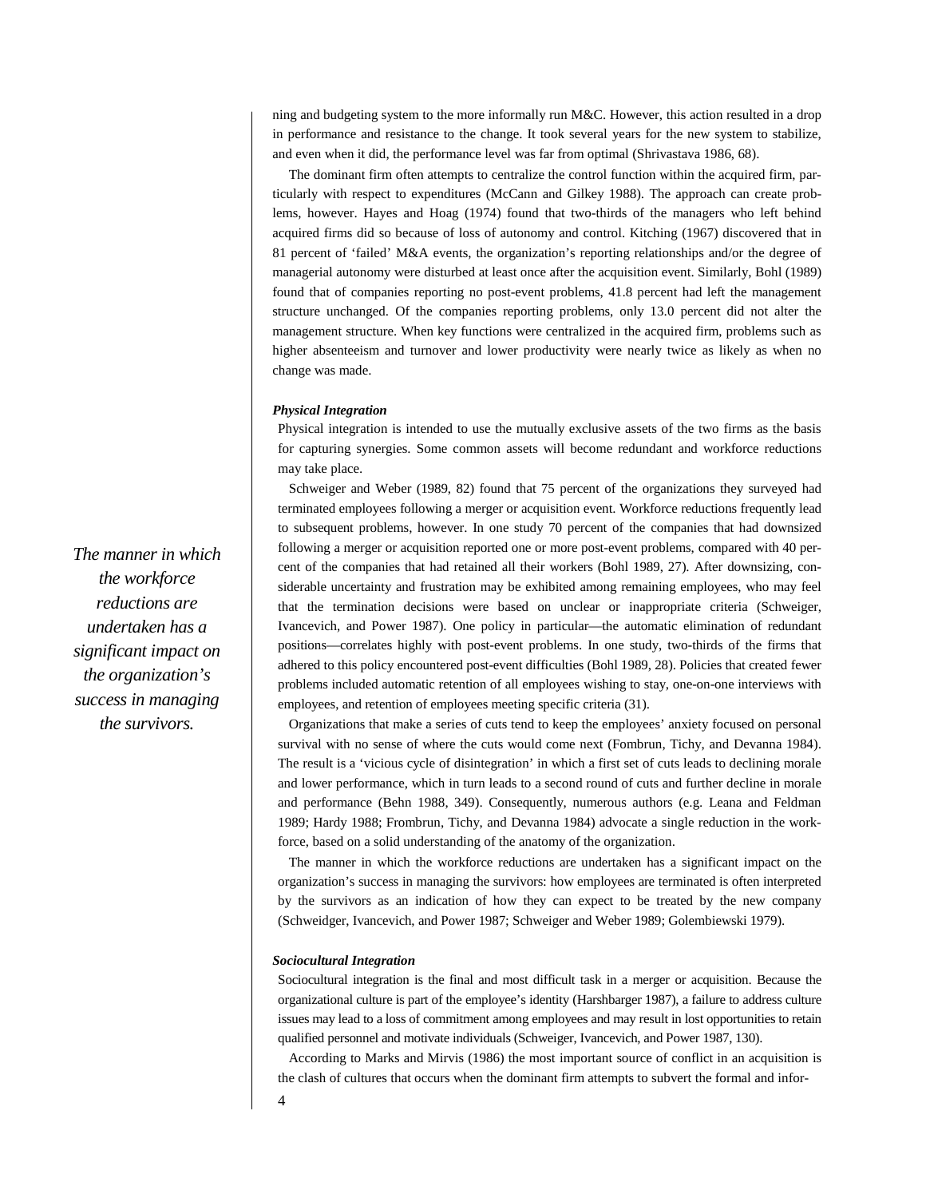ning and budgeting system to the more informally run M&C. However, this action resulted in a drop in performance and resistance to the change. It took several years for the new system to stabilize, and even when it did, the performance level was far from optimal (Shrivastava 1986, 68).

The dominant firm often attempts to centralize the control function within the acquired firm, particularly with respect to expenditures (McCann and Gilkey 1988). The approach can create problems, however. Hayes and Hoag (1974) found that two-thirds of the managers who left behind acquired firms did so because of loss of autonomy and control. Kitching (1967) discovered that in 81 percent of 'failed' M&A events, the organization's reporting relationships and/or the degree of managerial autonomy were disturbed at least once after the acquisition event. Similarly, Bohl (1989) found that of companies reporting no post-event problems, 41.8 percent had left the management structure unchanged. Of the companies reporting problems, only 13.0 percent did not alter the management structure. When key functions were centralized in the acquired firm, problems such as higher absenteeism and turnover and lower productivity were nearly twice as likely as when no change was made.

### *Physical Integration*

Physical integration is intended to use the mutually exclusive assets of the two firms as the basis for capturing synergies. Some common assets will become redundant and workforce reductions may take place.

Schweiger and Weber (1989, 82) found that 75 percent of the organizations they surveyed had terminated employees following a merger or acquisition event. Workforce reductions frequently lead to subsequent problems, however. In one study 70 percent of the companies that had downsized following a merger or acquisition reported one or more post-event problems, compared with 40 percent of the companies that had retained all their workers (Bohl 1989, 27). After downsizing, considerable uncertainty and frustration may be exhibited among remaining employees, who may feel that the termination decisions were based on unclear or inappropriate criteria (Schweiger, Ivancevich, and Power 1987). One policy in particular—the automatic elimination of redundant positions—correlates highly with post-event problems. In one study, two-thirds of the firms that adhered to this policy encountered post-event difficulties (Bohl 1989, 28). Policies that created fewer problems included automatic retention of all employees wishing to stay, one-on-one interviews with employees, and retention of employees meeting specific criteria (31).

*The manner in which the workforce reductions are undertaken has a significant impact on the organization's success in managing the survivors.*

Organizations that make a series of cuts tend to keep the employees' anxiety focused on personal survival with no sense of where the cuts would come next (Fombrun, Tichy, and Devanna 1984). The result is a 'vicious cycle of disintegration' in which a first set of cuts leads to declining morale and lower performance, which in turn leads to a second round of cuts and further decline in morale and performance (Behn 1988, 349). Consequently, numerous authors (e.g. Leana and Feldman 1989; Hardy 1988; Frombrun, Tichy, and Devanna 1984) advocate a single reduction in the workforce, based on a solid understanding of the anatomy of the organization.

The manner in which the workforce reductions are undertaken has a significant impact on the organization's success in managing the survivors: how employees are terminated is often interpreted by the survivors as an indication of how they can expect to be treated by the new company (Schweidger, Ivancevich, and Power 1987; Schweiger and Weber 1989; Golembiewski 1979).

### *Sociocultural Integration*

Sociocultural integration is the final and most difficult task in a merger or acquisition. Because the organizational culture is part of the employee's identity (Harshbarger 1987), a failure to address culture issues may lead to a loss of commitment among employees and may result in lost opportunities to retain qualified personnel and motivate individuals (Schweiger, Ivancevich, and Power 1987, 130).

According to Marks and Mirvis (1986) the most important source of conflict in an acquisition is the clash of cultures that occurs when the dominant firm attempts to subvert the formal and infor-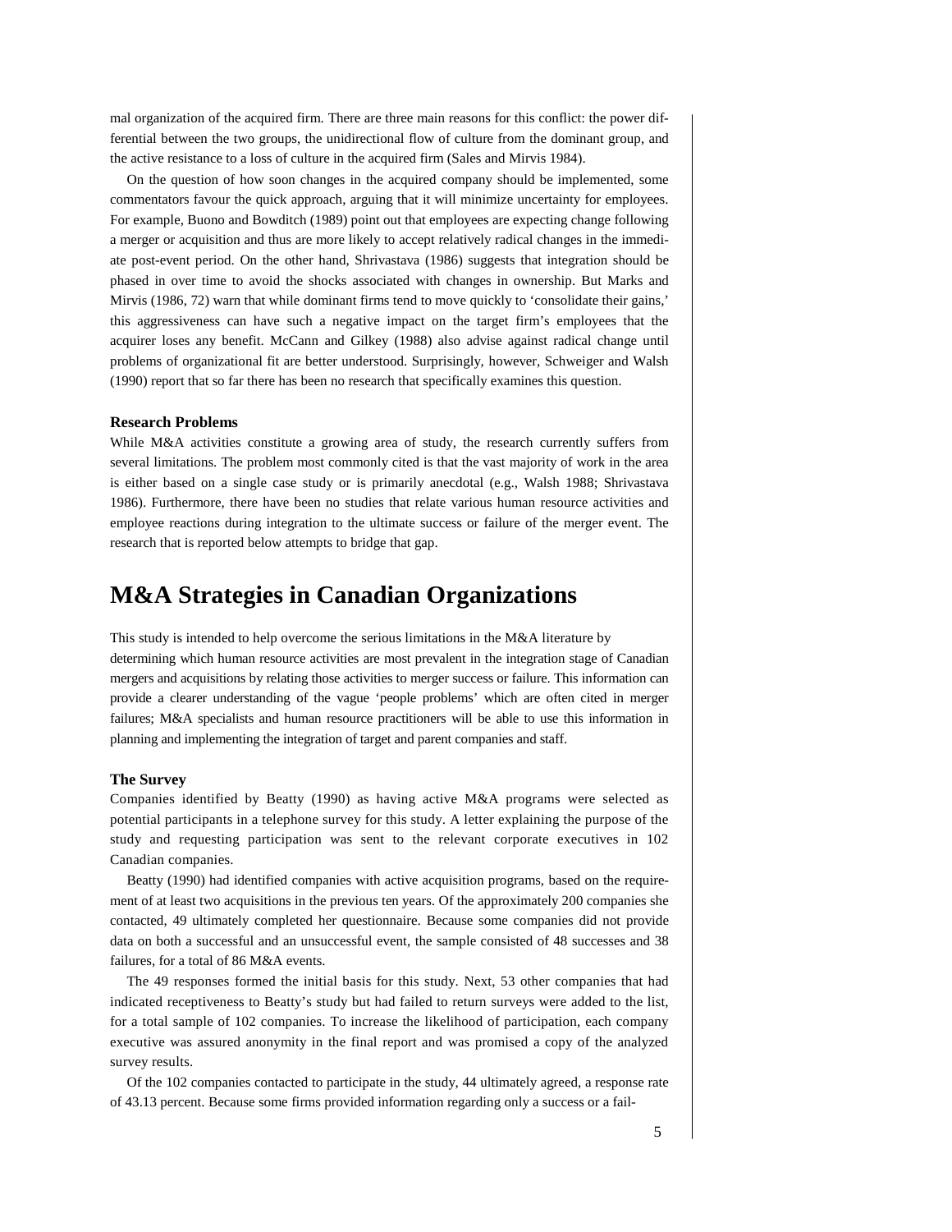mal organization of the acquired firm. There are three main reasons for this conflict: the power differential between the two groups, the unidirectional flow of culture from the dominant group, and the active resistance to a loss of culture in the acquired firm (Sales and Mirvis 1984).

On the question of how soon changes in the acquired company should be implemented, some commentators favour the quick approach, arguing that it will minimize uncertainty for employees. For example, Buono and Bowditch (1989) point out that employees are expecting change following a merger or acquisition and thus are more likely to accept relatively radical changes in the immediate post-event period. On the other hand, Shrivastava (1986) suggests that integration should be phased in over time to avoid the shocks associated with changes in ownership. But Marks and Mirvis (1986, 72) warn that while dominant firms tend to move quickly to 'consolidate their gains,' this aggressiveness can have such a negative impact on the target firm's employees that the acquirer loses any benefit. McCann and Gilkey (1988) also advise against radical change until problems of organizational fit are better understood. Surprisingly, however, Schweiger and Walsh (1990) report that so far there has been no research that specifically examines this question.

### Research Problems

While M&A activities constitute a growing area of study, the research currently suffers from several limitations. The problem most commonly cited is that the vast majority of work in the area is either based on a single case study or is primarily anecdotal (e.g., Walsh 1988; Shrivastava 1986). Furthermore, there have been no studies that relate various human resource activities and employee reactions during integration to the ultimate success or failure of the merger event. The research that is reported below attempts to bridge that gap.

## M&A Strategies in Canadian Organizations

This study is intended to help overcome the serious limitations in the M&A literature by determining which human resource activities are most prevalent in the integration stage of Canadian mergers and acquisitions by relating those activities to merger success or failure. This information can provide a clearer understanding of the vague 'people problems' which are often cited in merger failures; M&A specialists and human resource practitioners will be able to use this information in planning and implementing the integration of target and parent companies and staff.

### The Survey

Companies identified by Beatty (1990) as having active M&A programs were selected as potential participants in a telephone survey for this study. A letter explaining the purpose of the study and requesting participation was sent to the relevant corporate executives in 102 Canadian companies.

Beatty (1990) had identified companies with active acquisition programs, based on the requirement of at least two acquisitions in the previous ten years. Of the approximately 200 companies she contacted, 49 ultimately completed her questionnaire. Because some companies did not provide data on both a successful and an unsuccessful event, the sample consisted of 48 successes and 38 failures, for a total of 86 M&A events.

The 49 responses formed the initial basis for this study. Next, 53 other companies that had indicated receptiveness to Beatty's study but had failed to return surveys were added to the list, for a total sample of 102 companies. To increase the likelihood of participation, each company executive was assured anonymity in the final report and was promised a copy of the analyzed survey results.

Of the 102 companies contacted to participate in the study, 44 ultimately agreed, a response rate of 43.13 percent. Because some firms provided information regarding only a success or a fail-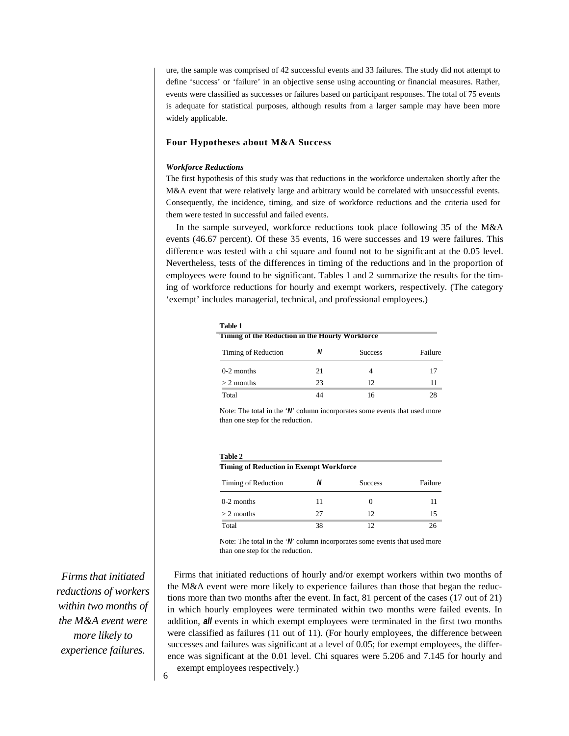ure, the sample was comprised of 42 successful events and 33 failures. The study did not attempt to define 'success' or 'failure' in an objective sense using accounting or financial measures. Rather, events were classified as successes or failures based on participant responses. The total of 75 events is adequate for statistical purposes, although results from a larger sample may have been more widely applicable.

## Four Hypotheses about M&A Success

### *Workforce Reductions*

The first hypothesis of this study was that reductions in the workforce undertaken shortly after the M&A event that were relatively large and arbitrary would be correlated with unsuccessful events. Consequently, the incidence, timing, and size of workforce reductions and the criteria used for them were tested in successful and failed events.

In the sample surveyed, workforce reductions took place following 35 of the M&A events (46.67 percent). Of these 35 events, 16 were successes and 19 were failures. This difference was tested with a chi square and found not to be significant at the 0.05 level. Nevertheless, tests of the differences in timing of the reductions and in the proportion of employees were found to be significant. Tables 1 and 2 summarize the results for the timing of workforce reductions for hourly and exempt workers, respectively. (The category 'exempt' includes managerial, technical, and professional employees.)

**Table 1**
**Timing of the Reduction in the Hourly Workforce**

| Timing of Reduction | *N* | Success | Failure |
|---|---|---|---|
| 0-2 months | 21 | 4 | 17 |
| > 2 months | 23 | 12 | 11 |
| Total | 44 | 16 | 28 |

Note: The total in the '*N*' column incorporates some events that used more than one step for the reduction.

**Table 2**
**Timing of Reduction in Exempt Workforce**

| Timing of Reduction | *N* | Success | Failure |
|---|---|---|---|
| 0-2 months | 11 | 0 | 11 |
| > 2 months | 27 | 12 | 15 |
| Total | 38 | 12 | 26 |

Note: The total in the '*N*' column incorporates some events that used more than one step for the reduction.

*Firms that initiated reductions of workers within two months of the M&A event were more likely to experience failures.*

Firms that initiated reductions of hourly and/or exempt workers within two months of the M&A event were more likely to experience failures than those that began the reductions more than two months after the event. In fact, 81 percent of the cases (17 out of 21) in which hourly employees were terminated within two months were failed events. In addition, ***all*** events in which exempt employees were terminated in the first two months were classified as failures (11 out of 11). (For hourly employees, the difference between successes and failures was significant at a level of 0.05; for exempt employees, the difference was significant at the 0.01 level. Chi squares were 5.206 and 7.145 for hourly and exempt employees respectively.)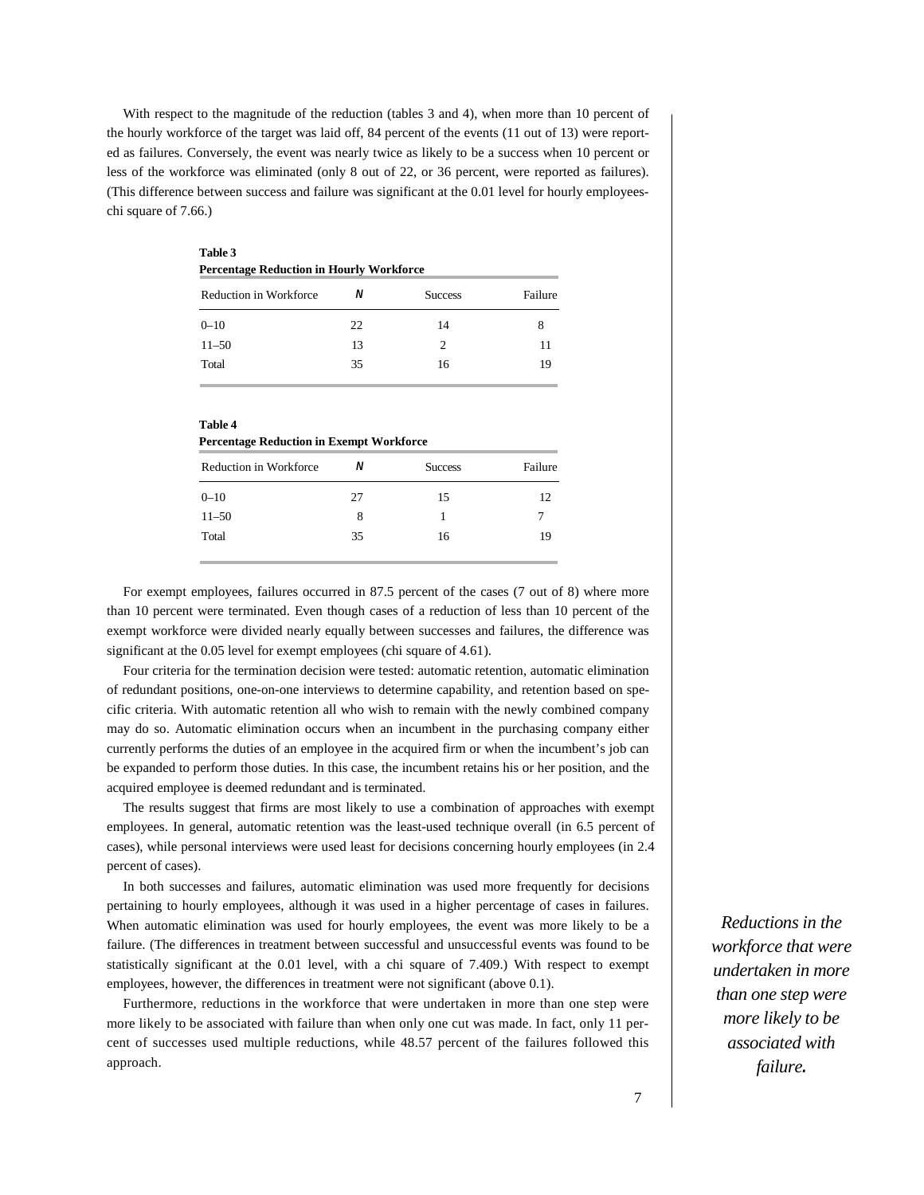With respect to the magnitude of the reduction (tables 3 and 4), when more than 10 percent of the hourly workforce of the target was laid off, 84 percent of the events (11 out of 13) were reported as failures. Conversely, the event was nearly twice as likely to be a success when 10 percent or less of the workforce was eliminated (only 8 out of 22, or 36 percent, were reported as failures). (This difference between success and failure was significant at the 0.01 level for hourly employees-chi square of 7.66.)

**Table 3**
**Percentage Reduction in Hourly Workforce**

| Reduction in Workforce | *N* | Success | Failure |
|---|---|---|---|
| 0–10 | 22 | 14 | 8 |
| 11–50 | 13 | 2 | 11 |
| Total | 35 | 16 | 19 |

**Table 4**
**Percentage Reduction in Exempt Workforce**

| Reduction in Workforce | *N* | Success | Failure |
|---|---|---|---|
| 0–10 | 27 | 15 | 12 |
| 11–50 | 8 | 1 | 7 |
| Total | 35 | 16 | 19 |

For exempt employees, failures occurred in 87.5 percent of the cases (7 out of 8) where more than 10 percent were terminated. Even though cases of a reduction of less than 10 percent of the exempt workforce were divided nearly equally between successes and failures, the difference was significant at the 0.05 level for exempt employees (chi square of 4.61).

Four criteria for the termination decision were tested: automatic retention, automatic elimination of redundant positions, one-on-one interviews to determine capability, and retention based on specific criteria. With automatic retention all who wish to remain with the newly combined company may do so. Automatic elimination occurs when an incumbent in the purchasing company either currently performs the duties of an employee in the acquired firm or when the incumbent's job can be expanded to perform those duties. In this case, the incumbent retains his or her position, and the acquired employee is deemed redundant and is terminated.

The results suggest that firms are most likely to use a combination of approaches with exempt employees. In general, automatic retention was the least-used technique overall (in 6.5 percent of cases), while personal interviews were used least for decisions concerning hourly employees (in 2.4 percent of cases).

In both successes and failures, automatic elimination was used more frequently for decisions pertaining to hourly employees, although it was used in a higher percentage of cases in failures. When automatic elimination was used for hourly employees, the event was more likely to be a failure. (The differences in treatment between successful and unsuccessful events was found to be statistically significant at the 0.01 level, with a chi square of 7.409.) With respect to exempt employees, however, the differences in treatment were not significant (above 0.1).

Furthermore, reductions in the workforce that were undertaken in more than one step were more likely to be associated with failure than when only one cut was made. In fact, only 11 percent of successes used multiple reductions, while 48.57 percent of the failures followed this approach.

*Reductions in the workforce that were undertaken in more than one step were more likely to be associated with failure.*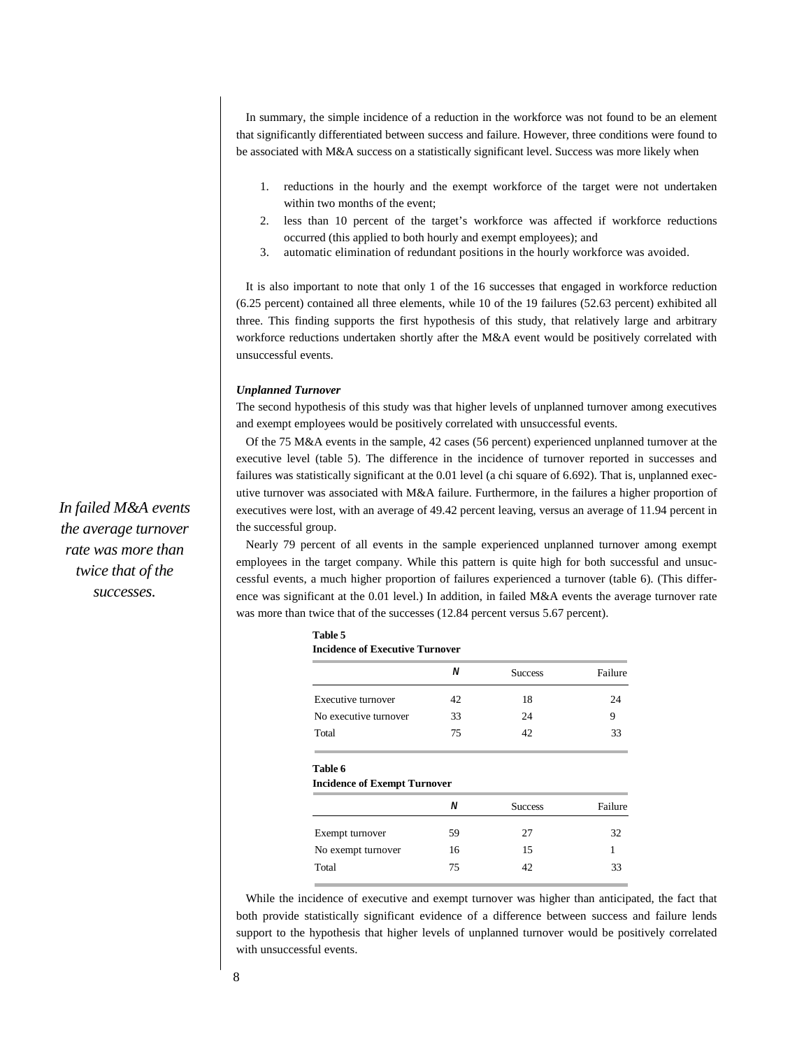In summary, the simple incidence of a reduction in the workforce was not found to be an element that significantly differentiated between success and failure. However, three conditions were found to be associated with M&A success on a statistically significant level. Success was more likely when

1. reductions in the hourly and the exempt workforce of the target were not undertaken within two months of the event;
2. less than 10 percent of the target's workforce was affected if workforce reductions occurred (this applied to both hourly and exempt employees); and
3. automatic elimination of redundant positions in the hourly workforce was avoided.

It is also important to note that only 1 of the 16 successes that engaged in workforce reduction (6.25 percent) contained all three elements, while 10 of the 19 failures (52.63 percent) exhibited all three. This finding supports the first hypothesis of this study, that relatively large and arbitrary workforce reductions undertaken shortly after the M&A event would be positively correlated with unsuccessful events.

***Unplanned Turnover***

The second hypothesis of this study was that higher levels of unplanned turnover among executives and exempt employees would be positively correlated with unsuccessful events.

Of the 75 M&A events in the sample, 42 cases (56 percent) experienced unplanned turnover at the executive level (table 5). The difference in the incidence of turnover reported in successes and failures was statistically significant at the 0.01 level (a chi square of 6.692). That is, unplanned executive turnover was associated with M&A failure. Furthermore, in the failures a higher proportion of executives were lost, with an average of 49.42 percent leaving, versus an average of 11.94 percent in the successful group.

*In failed M&A events the average turnover rate was more than twice that of the successes.*

Nearly 79 percent of all events in the sample experienced unplanned turnover among exempt employees in the target company. While this pattern is quite high for both successful and unsuccessful events, a much higher proportion of failures experienced a turnover (table 6). (This difference was significant at the 0.01 level.) In addition, in failed M&A events the average turnover rate was more than twice that of the successes (12.84 percent versus 5.67 percent).

**Table 5**
**Incidence of Executive Turnover**

| | *N* | Success | Failure |
|---|---|---|---|
| Executive turnover | 42 | 18 | 24 |
| No executive turnover | 33 | 24 | 9 |
| Total | 75 | 42 | 33 |

**Table 6**
**Incidence of Exempt Turnover**

| | *N* | Success | Failure |
|---|---|---|---|
| Exempt turnover | 59 | 27 | 32 |
| No exempt turnover | 16 | 15 | 1 |
| Total | 75 | 42 | 33 |

While the incidence of executive and exempt turnover was higher than anticipated, the fact that both provide statistically significant evidence of a difference between success and failure lends support to the hypothesis that higher levels of unplanned turnover would be positively correlated with unsuccessful events.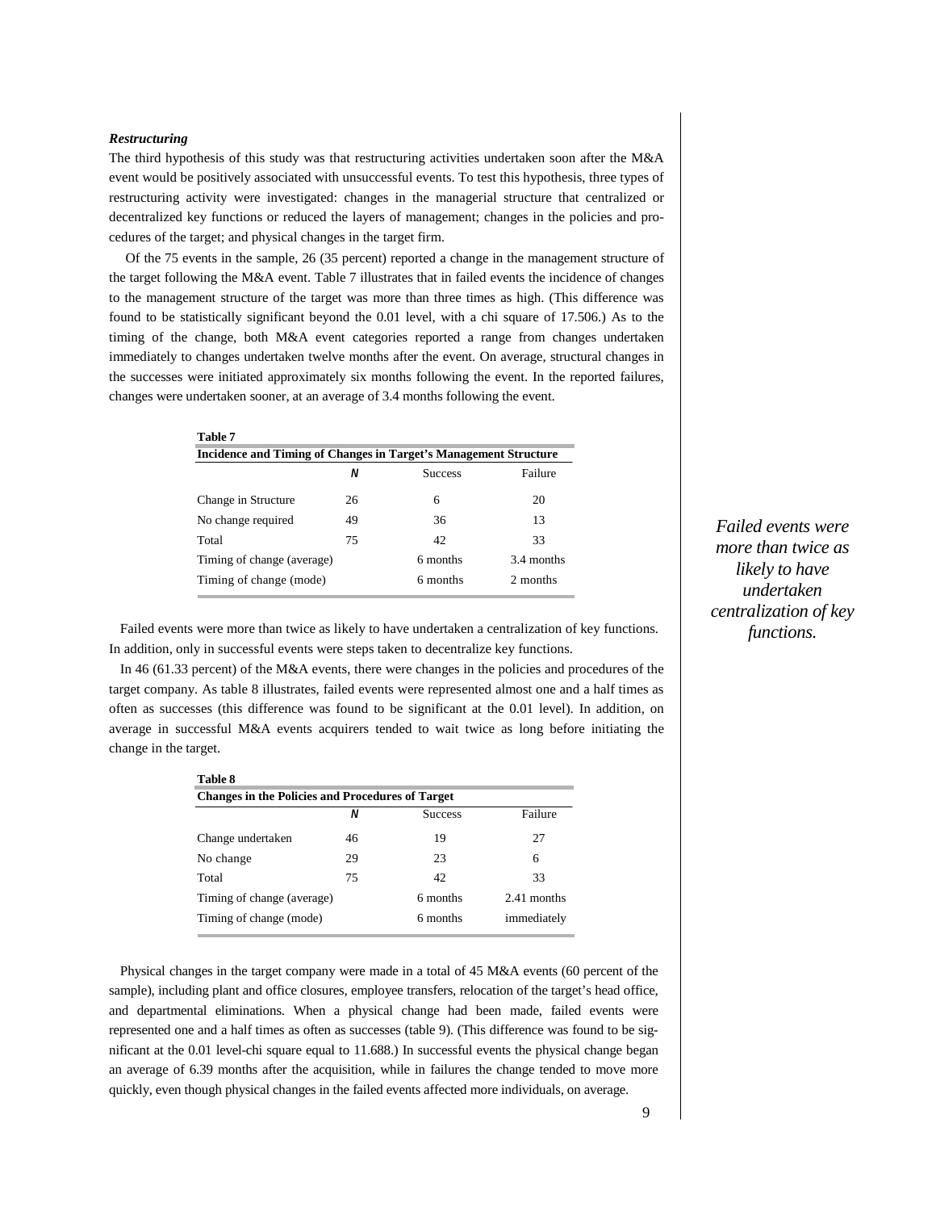### *Restructuring*

The third hypothesis of this study was that restructuring activities undertaken soon after the M&A event would be positively associated with unsuccessful events. To test this hypothesis, three types of restructuring activity were investigated: changes in the managerial structure that centralized or decentralized key functions or reduced the layers of management; changes in the policies and procedures of the target; and physical changes in the target firm.

Of the 75 events in the sample, 26 (35 percent) reported a change in the management structure of the target following the M&A event. Table 7 illustrates that in failed events the incidence of changes to the management structure of the target was more than three times as high. (This difference was found to be statistically significant beyond the 0.01 level, with a chi square of 17.506.) As to the timing of the change, both M&A event categories reported a range from changes undertaken immediately to changes undertaken twelve months after the event. On average, structural changes in the successes were initiated approximately six months following the event. In the reported failures, changes were undertaken sooner, at an average of 3.4 months following the event.

**Table 7**

**Incidence and Timing of Changes in Target's Management Structure**

| | *N* | Success | Failure |
|---|---|---|---|
| Change in Structure | 26 | 6 | 20 |
| No change required | 49 | 36 | 13 |
| Total | 75 | 42 | 33 |
| Timing of change (average) | | 6 months | 3.4 months |
| Timing of change (mode) | | 6 months | 2 months |

*Failed events were more than twice as likely to have undertaken centralization of key functions.*

Failed events were more than twice as likely to have undertaken a centralization of key functions. In addition, only in successful events were steps taken to decentralize key functions.

In 46 (61.33 percent) of the M&A events, there were changes in the policies and procedures of the target company. As table 8 illustrates, failed events were represented almost one and a half times as often as successes (this difference was found to be significant at the 0.01 level). In addition, on average in successful M&A events acquirers tended to wait twice as long before initiating the change in the target.

**Table 8**

**Changes in the Policies and Procedures of Target**

| | *N* | Success | Failure |
|---|---|---|---|
| Change undertaken | 46 | 19 | 27 |
| No change | 29 | 23 | 6 |
| Total | 75 | 42 | 33 |
| Timing of change (average) | | 6 months | 2.41 months |
| Timing of change (mode) | | 6 months | immediately |

Physical changes in the target company were made in a total of 45 M&A events (60 percent of the sample), including plant and office closures, employee transfers, relocation of the target's head office, and departmental eliminations. When a physical change had been made, failed events were represented one and a half times as often as successes (table 9). (This difference was found to be significant at the 0.01 level-chi square equal to 11.688.) In successful events the physical change began an average of 6.39 months after the acquisition, while in failures the change tended to move more quickly, even though physical changes in the failed events affected more individuals, on average.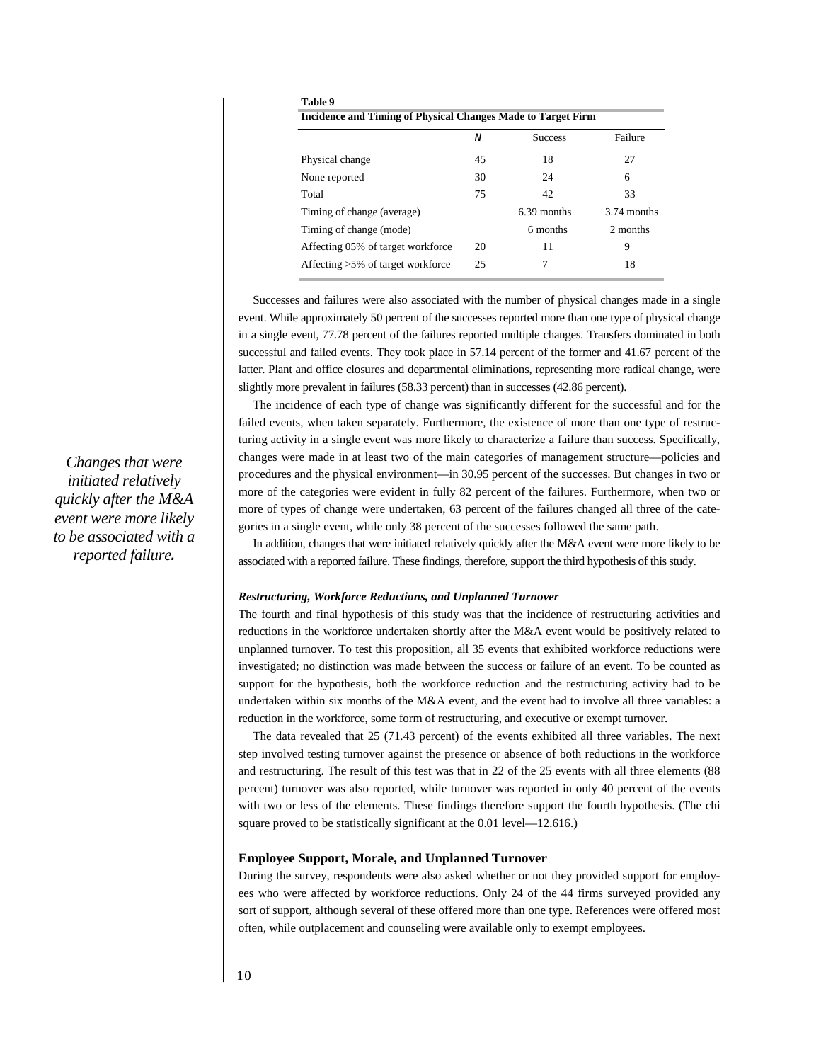**Table 9**
**Incidence and Timing of Physical Changes Made to Target Firm**

| | *N* | Success | Failure |
|---|---|---|---|
| Physical change | 45 | 18 | 27 |
| None reported | 30 | 24 | 6 |
| Total | 75 | 42 | 33 |
| Timing of change (average) | | 6.39 months | 3.74 months |
| Timing of change (mode) | | 6 months | 2 months |
| Affecting 05% of target workforce | 20 | 11 | 9 |
| Affecting >5% of target workforce | 25 | 7 | 18 |

Successes and failures were also associated with the number of physical changes made in a single event. While approximately 50 percent of the successes reported more than one type of physical change in a single event, 77.78 percent of the failures reported multiple changes. Transfers dominated in both successful and failed events. They took place in 57.14 percent of the former and 41.67 percent of the latter. Plant and office closures and departmental eliminations, representing more radical change, were slightly more prevalent in failures (58.33 percent) than in successes (42.86 percent).

The incidence of each type of change was significantly different for the successful and for the failed events, when taken separately. Furthermore, the existence of more than one type of restructuring activity in a single event was more likely to characterize a failure than success. Specifically, changes were made in at least two of the main categories of management structure—policies and procedures and the physical environment—in 30.95 percent of the successes. But changes in two or more of the categories were evident in fully 82 percent of the failures. Furthermore, when two or more of types of change were undertaken, 63 percent of the failures changed all three of the categories in a single event, while only 38 percent of the successes followed the same path.

*Changes that were initiated relatively quickly after the M&A event were more likely to be associated with a reported failure.*

In addition, changes that were initiated relatively quickly after the M&A event were more likely to be associated with a reported failure. These findings, therefore, support the third hypothesis of this study.

#### *Restructuring, Workforce Reductions, and Unplanned Turnover*

The fourth and final hypothesis of this study was that the incidence of restructuring activities and reductions in the workforce undertaken shortly after the M&A event would be positively related to unplanned turnover. To test this proposition, all 35 events that exhibited workforce reductions were investigated; no distinction was made between the success or failure of an event. To be counted as support for the hypothesis, both the workforce reduction and the restructuring activity had to be undertaken within six months of the M&A event, and the event had to involve all three variables: a reduction in the workforce, some form of restructuring, and executive or exempt turnover.

The data revealed that 25 (71.43 percent) of the events exhibited all three variables. The next step involved testing turnover against the presence or absence of both reductions in the workforce and restructuring. The result of this test was that in 22 of the 25 events with all three elements (88 percent) turnover was also reported, while turnover was reported in only 40 percent of the events with two or less of the elements. These findings therefore support the fourth hypothesis. (The chi square proved to be statistically significant at the 0.01 level—12.616.)

### Employee Support, Morale, and Unplanned Turnover

During the survey, respondents were also asked whether or not they provided support for employees who were affected by workforce reductions. Only 24 of the 44 firms surveyed provided any sort of support, although several of these offered more than one type. References were offered most often, while outplacement and counseling were available only to exempt employees.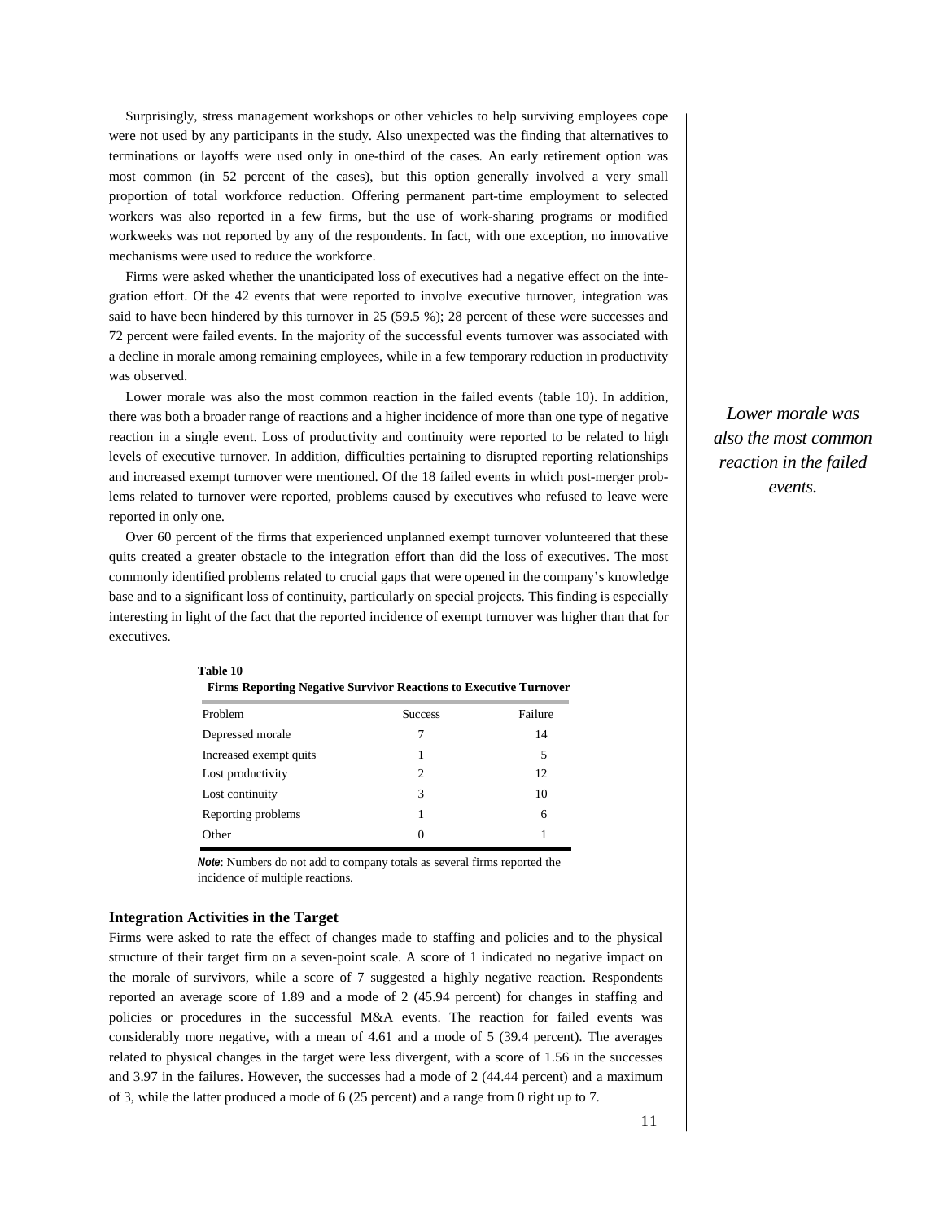Surprisingly, stress management workshops or other vehicles to help surviving employees cope were not used by any participants in the study. Also unexpected was the finding that alternatives to terminations or layoffs were used only in one-third of the cases. An early retirement option was most common (in 52 percent of the cases), but this option generally involved a very small proportion of total workforce reduction. Offering permanent part-time employment to selected workers was also reported in a few firms, but the use of work-sharing programs or modified workweeks was not reported by any of the respondents. In fact, with one exception, no innovative mechanisms were used to reduce the workforce.

Firms were asked whether the unanticipated loss of executives had a negative effect on the integration effort. Of the 42 events that were reported to involve executive turnover, integration was said to have been hindered by this turnover in 25 (59.5 %); 28 percent of these were successes and 72 percent were failed events. In the majority of the successful events turnover was associated with a decline in morale among remaining employees, while in a few temporary reduction in productivity was observed.

Lower morale was also the most common reaction in the failed events (table 10). In addition, there was both a broader range of reactions and a higher incidence of more than one type of negative reaction in a single event. Loss of productivity and continuity were reported to be related to high levels of executive turnover. In addition, difficulties pertaining to disrupted reporting relationships and increased exempt turnover were mentioned. Of the 18 failed events in which post-merger problems related to turnover were reported, problems caused by executives who refused to leave were reported in only one.

*Lower morale was also the most common reaction in the failed events.*

Over 60 percent of the firms that experienced unplanned exempt turnover volunteered that these quits created a greater obstacle to the integration effort than did the loss of executives. The most commonly identified problems related to crucial gaps that were opened in the company's knowledge base and to a significant loss of continuity, particularly on special projects. This finding is especially interesting in light of the fact that the reported incidence of exempt turnover was higher than that for executives.

**Table 10**

**Firms Reporting Negative Survivor Reactions to Executive Turnover**

| Problem | Success | Failure |
|---|---|---|
| Depressed morale | 7 | 14 |
| Increased exempt quits | 1 | 5 |
| Lost productivity | 2 | 12 |
| Lost continuity | 3 | 10 |
| Reporting problems | 1 | 6 |
| Other | 0 | 1 |

***Note***: Numbers do not add to company totals as several firms reported the incidence of multiple reactions.

### Integration Activities in the Target

Firms were asked to rate the effect of changes made to staffing and policies and to the physical structure of their target firm on a seven-point scale. A score of 1 indicated no negative impact on the morale of survivors, while a score of 7 suggested a highly negative reaction. Respondents reported an average score of 1.89 and a mode of 2 (45.94 percent) for changes in staffing and policies or procedures in the successful M&A events. The reaction for failed events was considerably more negative, with a mean of 4.61 and a mode of 5 (39.4 percent). The averages related to physical changes in the target were less divergent, with a score of 1.56 in the successes and 3.97 in the failures. However, the successes had a mode of 2 (44.44 percent) and a maximum of 3, while the latter produced a mode of 6 (25 percent) and a range from 0 right up to 7.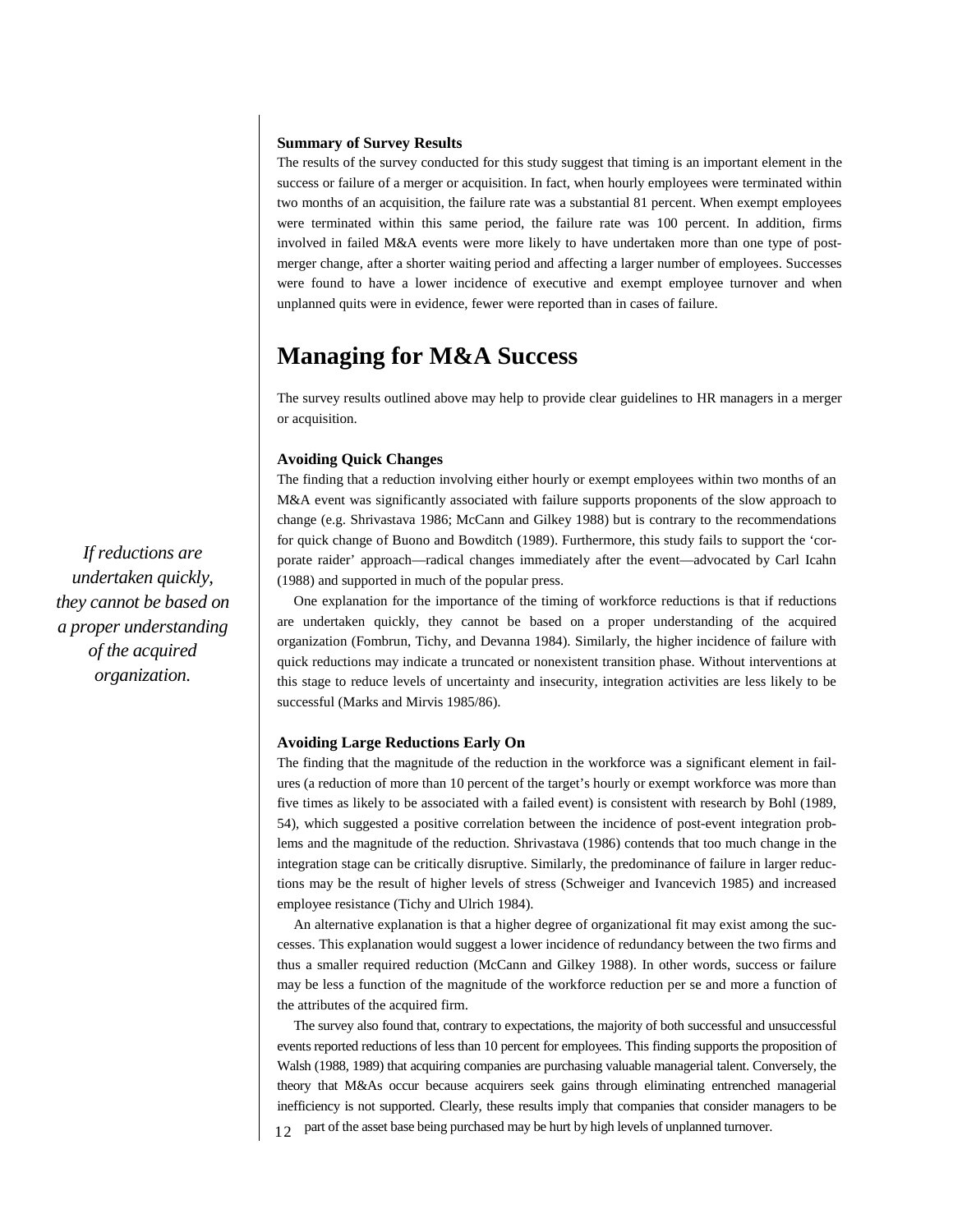**Summary of Survey Results**

The results of the survey conducted for this study suggest that timing is an important element in the success or failure of a merger or acquisition. In fact, when hourly employees were terminated within two months of an acquisition, the failure rate was a substantial 81 percent. When exempt employees were terminated within this same period, the failure rate was 100 percent. In addition, firms involved in failed M&A events were more likely to have undertaken more than one type of post-merger change, after a shorter waiting period and affecting a larger number of employees. Successes were found to have a lower incidence of executive and exempt employee turnover and when unplanned quits were in evidence, fewer were reported than in cases of failure.

# Managing for M&A Success

The survey results outlined above may help to provide clear guidelines to HR managers in a merger or acquisition.

**Avoiding Quick Changes**

The finding that a reduction involving either hourly or exempt employees within two months of an M&A event was significantly associated with failure supports proponents of the slow approach to change (e.g. Shrivastava 1986; McCann and Gilkey 1988) but is contrary to the recommendations for quick change of Buono and Bowditch (1989). Furthermore, this study fails to support the 'corporate raider' approach—radical changes immediately after the event—advocated by Carl Icahn (1988) and supported in much of the popular press.

*If reductions are undertaken quickly, they cannot be based on a proper understanding of the acquired organization.*

One explanation for the importance of the timing of workforce reductions is that if reductions are undertaken quickly, they cannot be based on a proper understanding of the acquired organization (Fombrun, Tichy, and Devanna 1984). Similarly, the higher incidence of failure with quick reductions may indicate a truncated or nonexistent transition phase. Without interventions at this stage to reduce levels of uncertainty and insecurity, integration activities are less likely to be successful (Marks and Mirvis 1985/86).

**Avoiding Large Reductions Early On**

The finding that the magnitude of the reduction in the workforce was a significant element in failures (a reduction of more than 10 percent of the target's hourly or exempt workforce was more than five times as likely to be associated with a failed event) is consistent with research by Bohl (1989, 54), which suggested a positive correlation between the incidence of post-event integration problems and the magnitude of the reduction. Shrivastava (1986) contends that too much change in the integration stage can be critically disruptive. Similarly, the predominance of failure in larger reductions may be the result of higher levels of stress (Schweiger and Ivancevich 1985) and increased employee resistance (Tichy and Ulrich 1984).

An alternative explanation is that a higher degree of organizational fit may exist among the successes. This explanation would suggest a lower incidence of redundancy between the two firms and thus a smaller required reduction (McCann and Gilkey 1988). In other words, success or failure may be less a function of the magnitude of the workforce reduction per se and more a function of the attributes of the acquired firm.

The survey also found that, contrary to expectations, the majority of both successful and unsuccessful events reported reductions of less than 10 percent for employees. This finding supports the proposition of Walsh (1988, 1989) that acquiring companies are purchasing valuable managerial talent. Conversely, the theory that M&As occur because acquirers seek gains through eliminating entrenched managerial inefficiency is not supported. Clearly, these results imply that companies that consider managers to be part of the asset base being purchased may be hurt by high levels of unplanned turnover.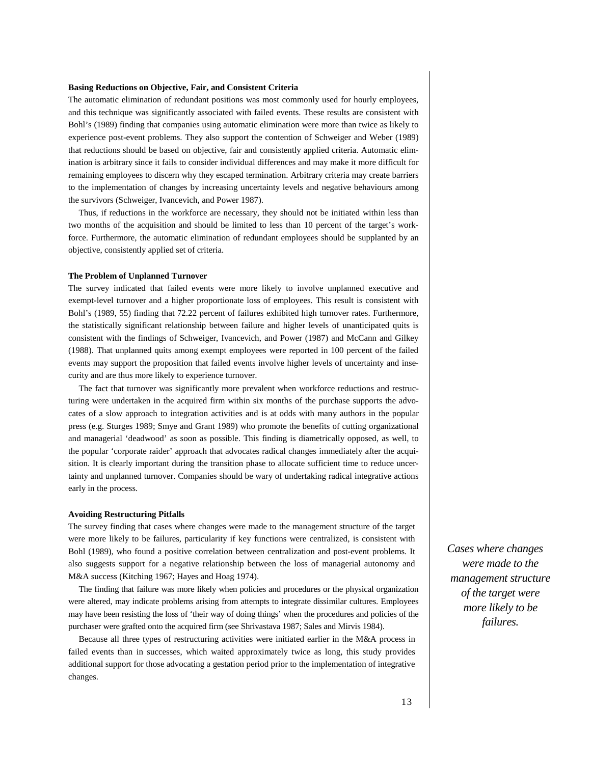**Basing Reductions on Objective, Fair, and Consistent Criteria**

The automatic elimination of redundant positions was most commonly used for hourly employees, and this technique was significantly associated with failed events. These results are consistent with Bohl's (1989) finding that companies using automatic elimination were more than twice as likely to experience post-event problems. They also support the contention of Schweiger and Weber (1989) that reductions should be based on objective, fair and consistently applied criteria. Automatic elimination is arbitrary since it fails to consider individual differences and may make it more difficult for remaining employees to discern why they escaped termination. Arbitrary criteria may create barriers to the implementation of changes by increasing uncertainty levels and negative behaviours among the survivors (Schweiger, Ivancevich, and Power 1987).

Thus, if reductions in the workforce are necessary, they should not be initiated within less than two months of the acquisition and should be limited to less than 10 percent of the target's workforce. Furthermore, the automatic elimination of redundant employees should be supplanted by an objective, consistently applied set of criteria.

**The Problem of Unplanned Turnover**

The survey indicated that failed events were more likely to involve unplanned executive and exempt-level turnover and a higher proportionate loss of employees. This result is consistent with Bohl's (1989, 55) finding that 72.22 percent of failures exhibited high turnover rates. Furthermore, the statistically significant relationship between failure and higher levels of unanticipated quits is consistent with the findings of Schweiger, Ivancevich, and Power (1987) and McCann and Gilkey (1988). That unplanned quits among exempt employees were reported in 100 percent of the failed events may support the proposition that failed events involve higher levels of uncertainty and insecurity and are thus more likely to experience turnover.

The fact that turnover was significantly more prevalent when workforce reductions and restructuring were undertaken in the acquired firm within six months of the purchase supports the advocates of a slow approach to integration activities and is at odds with many authors in the popular press (e.g. Sturges 1989; Smye and Grant 1989) who promote the benefits of cutting organizational and managerial 'deadwood' as soon as possible. This finding is diametrically opposed, as well, to the popular 'corporate raider' approach that advocates radical changes immediately after the acquisition. It is clearly important during the transition phase to allocate sufficient time to reduce uncertainty and unplanned turnover. Companies should be wary of undertaking radical integrative actions early in the process.

**Avoiding Restructuring Pitfalls**

The survey finding that cases where changes were made to the management structure of the target were more likely to be failures, particularity if key functions were centralized, is consistent with Bohl (1989), who found a positive correlation between centralization and post-event problems. It also suggests support for a negative relationship between the loss of managerial autonomy and M&A success (Kitching 1967; Hayes and Hoag 1974).

*Cases where changes were made to the management structure of the target were more likely to be failures.*

The finding that failure was more likely when policies and procedures or the physical organization were altered, may indicate problems arising from attempts to integrate dissimilar cultures. Employees may have been resisting the loss of 'their way of doing things' when the procedures and policies of the purchaser were grafted onto the acquired firm (see Shrivastava 1987; Sales and Mirvis 1984).

Because all three types of restructuring activities were initiated earlier in the M&A process in failed events than in successes, which waited approximately twice as long, this study provides additional support for those advocating a gestation period prior to the implementation of integrative changes.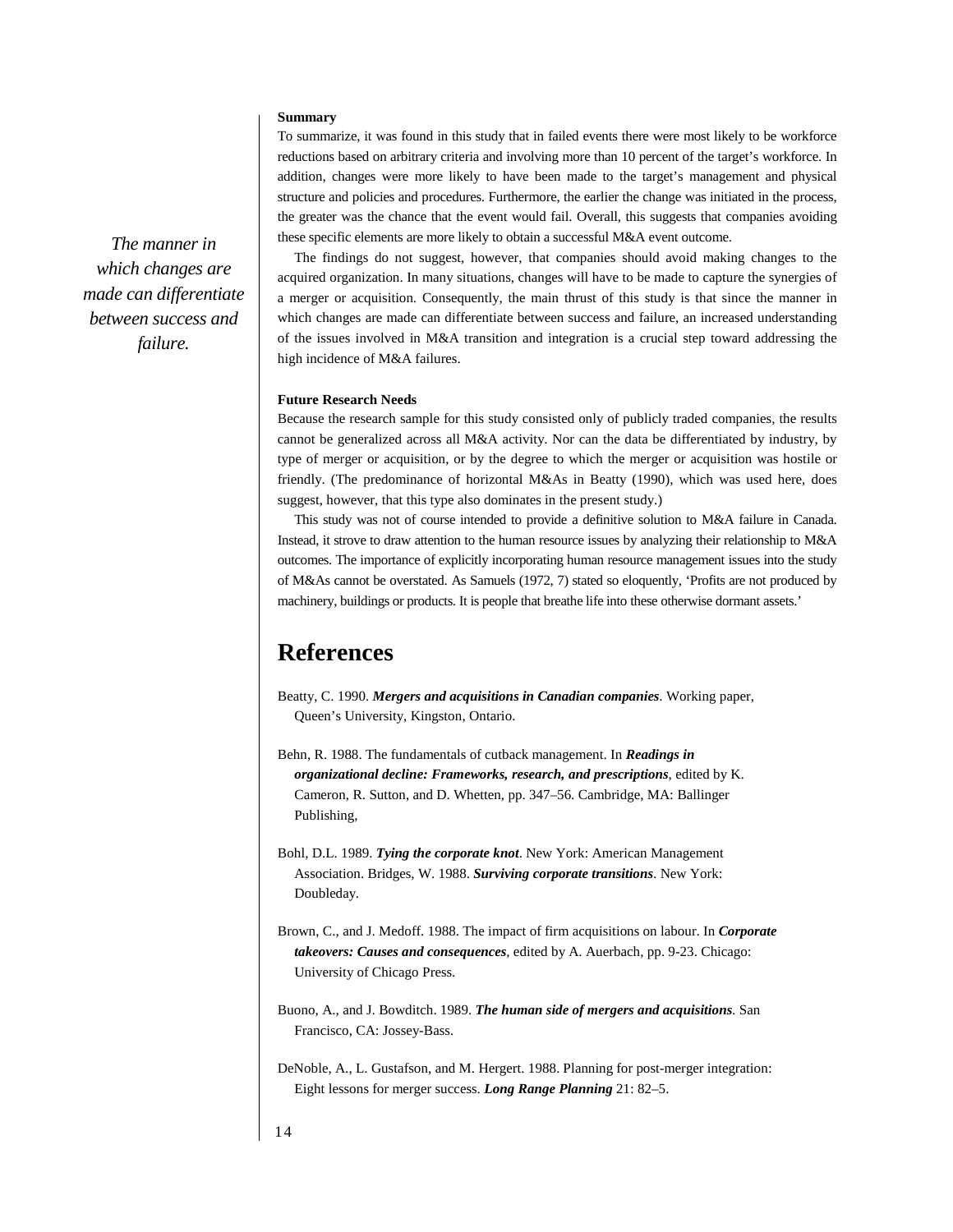**Summary**

To summarize, it was found in this study that in failed events there were most likely to be workforce reductions based on arbitrary criteria and involving more than 10 percent of the target's workforce. In addition, changes were more likely to have been made to the target's management and physical structure and policies and procedures. Furthermore, the earlier the change was initiated in the process, the greater was the chance that the event would fail. Overall, this suggests that companies avoiding these specific elements are more likely to obtain a successful M&A event outcome.

*The manner in which changes are made can differentiate between success and failure.*

The findings do not suggest, however, that companies should avoid making changes to the acquired organization. In many situations, changes will have to be made to capture the synergies of a merger or acquisition. Consequently, the main thrust of this study is that since the manner in which changes are made can differentiate between success and failure, an increased understanding of the issues involved in M&A transition and integration is a crucial step toward addressing the high incidence of M&A failures.

**Future Research Needs**

Because the research sample for this study consisted only of publicly traded companies, the results cannot be generalized across all M&A activity. Nor can the data be differentiated by industry, by type of merger or acquisition, or by the degree to which the merger or acquisition was hostile or friendly. (The predominance of horizontal M&As in Beatty (1990), which was used here, does suggest, however, that this type also dominates in the present study.)

This study was not of course intended to provide a definitive solution to M&A failure in Canada. Instead, it strove to draw attention to the human resource issues by analyzing their relationship to M&A outcomes. The importance of explicitly incorporating human resource management issues into the study of M&As cannot be overstated. As Samuels (1972, 7) stated so eloquently, 'Profits are not produced by machinery, buildings or products. It is people that breathe life into these otherwise dormant assets.'

# References

Beatty, C. 1990. ***Mergers and acquisitions in Canadian companies***. Working paper, Queen's University, Kingston, Ontario.

Behn, R. 1988. The fundamentals of cutback management. In ***Readings in organizational decline: Frameworks, research, and prescriptions***, edited by K. Cameron, R. Sutton, and D. Whetten, pp. 347–56. Cambridge, MA: Ballinger Publishing,

Bohl, D.L. 1989. ***Tying the corporate knot***. New York: American Management Association. Bridges, W. 1988. ***Surviving corporate transitions***. New York: Doubleday.

Brown, C., and J. Medoff. 1988. The impact of firm acquisitions on labour. In ***Corporate takeovers: Causes and consequences***, edited by A. Auerbach, pp. 9-23. Chicago: University of Chicago Press.

Buono, A., and J. Bowditch. 1989. ***The human side of mergers and acquisitions***. San Francisco, CA: Jossey-Bass.

DeNoble, A., L. Gustafson, and M. Hergert. 1988. Planning for post-merger integration: Eight lessons for merger success. ***Long Range Planning*** 21: 82–5.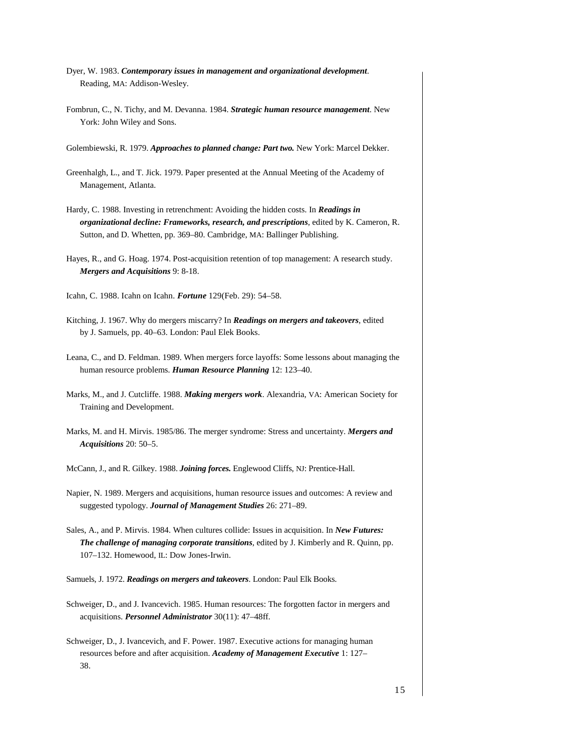Dyer, W. 1983. ***Contemporary issues in management and organizational development***. Reading, MA: Addison-Wesley.

Fombrun, C., N. Tichy, and M. Devanna. 1984. ***Strategic human resource management***. New York: John Wiley and Sons.

Golembiewski, R. 1979. ***Approaches to planned change: Part two.*** New York: Marcel Dekker.

Greenhalgh, L., and T. Jick. 1979. Paper presented at the Annual Meeting of the Academy of Management, Atlanta.

Hardy, C. 1988. Investing in retrenchment: Avoiding the hidden costs. In ***Readings in organizational decline: Frameworks, research, and prescriptions***, edited by K. Cameron, R. Sutton, and D. Whetten, pp. 369–80. Cambridge, MA: Ballinger Publishing.

Hayes, R., and G. Hoag. 1974. Post-acquisition retention of top management: A research study. ***Mergers and Acquisitions*** 9: 8-18.

Icahn, C. 1988. Icahn on Icahn. ***Fortune*** 129(Feb. 29): 54–58.

Kitching, J. 1967. Why do mergers miscarry? In ***Readings on mergers and takeovers***, edited by J. Samuels, pp. 40–63. London: Paul Elek Books.

Leana, C., and D. Feldman. 1989. When mergers force layoffs: Some lessons about managing the human resource problems. ***Human Resource Planning*** 12: 123–40.

Marks, M., and J. Cutcliffe. 1988. ***Making mergers work***. Alexandria, VA: American Society for Training and Development.

Marks, M. and H. Mirvis. 1985/86. The merger syndrome: Stress and uncertainty. ***Mergers and Acquisitions*** 20: 50–5.

McCann, J., and R. Gilkey. 1988. ***Joining forces.*** Englewood Cliffs, NJ: Prentice-Hall.

Napier, N. 1989. Mergers and acquisitions, human resource issues and outcomes: A review and suggested typology. ***Journal of Management Studies*** 26: 271–89.

Sales, A., and P. Mirvis. 1984. When cultures collide: Issues in acquisition. In ***New Futures: The challenge of managing corporate transitions***, edited by J. Kimberly and R. Quinn, pp. 107–132. Homewood, IL: Dow Jones-Irwin.

Samuels, J. 1972. ***Readings on mergers and takeovers***. London: Paul Elk Books.

Schweiger, D., and J. Ivancevich. 1985. Human resources: The forgotten factor in mergers and acquisitions. ***Personnel Administrator*** 30(11): 47–48ff.

Schweiger, D., J. Ivancevich, and F. Power. 1987. Executive actions for managing human resources before and after acquisition. ***Academy of Management Executive*** 1: 127–38.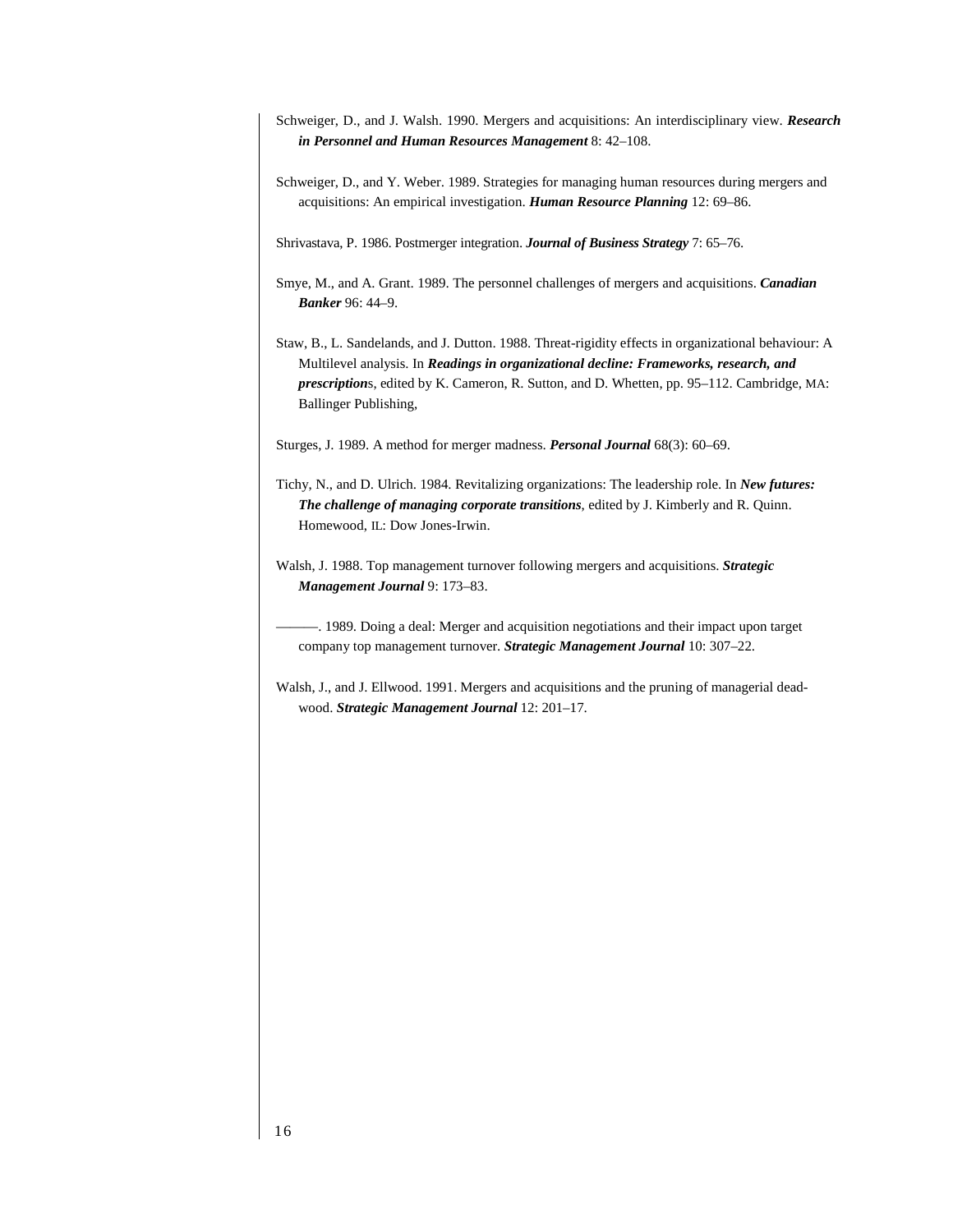Schweiger, D., and J. Walsh. 1990. Mergers and acquisitions: An interdisciplinary view. ***Research in Personnel and Human Resources Management*** 8: 42–108.

Schweiger, D., and Y. Weber. 1989. Strategies for managing human resources during mergers and acquisitions: An empirical investigation. ***Human Resource Planning*** 12: 69–86.

Shrivastava, P. 1986. Postmerger integration. ***Journal of Business Strategy*** 7: 65–76.

Smye, M., and A. Grant. 1989. The personnel challenges of mergers and acquisitions. ***Canadian Banker*** 96: 44–9.

Staw, B., L. Sandelands, and J. Dutton. 1988. Threat-rigidity effects in organizational behaviour: A Multilevel analysis. In ***Readings in organizational decline: Frameworks, research, and prescription***s, edited by K. Cameron, R. Sutton, and D. Whetten, pp. 95–112. Cambridge, MA: Ballinger Publishing,

Sturges, J. 1989. A method for merger madness. ***Personal Journal*** 68(3): 60–69.

Tichy, N., and D. Ulrich. 1984. Revitalizing organizations: The leadership role. In ***New futures: The challenge of managing corporate transitions***, edited by J. Kimberly and R. Quinn. Homewood, IL: Dow Jones-Irwin.

Walsh, J. 1988. Top management turnover following mergers and acquisitions. ***Strategic Management Journal*** 9: 173–83.

———. 1989. Doing a deal: Merger and acquisition negotiations and their impact upon target company top management turnover. ***Strategic Management Journal*** 10: 307–22.

Walsh, J., and J. Ellwood. 1991. Mergers and acquisitions and the pruning of managerial dead-wood. ***Strategic Management Journal*** 12: 201–17.